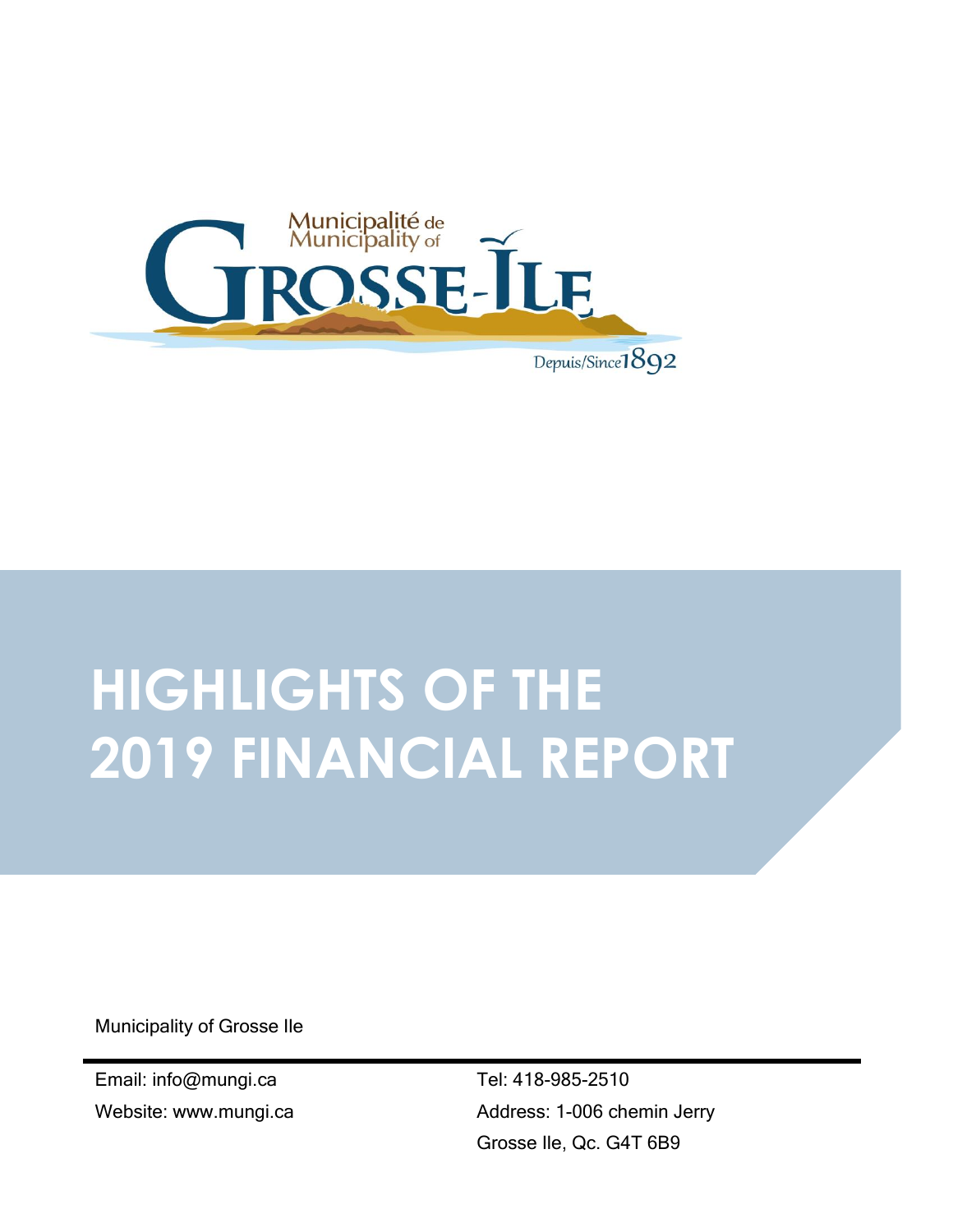Municipalité de
Municipality of
GROSSE-ÎLE
Depuis/Since 1892

# HIGHLIGHTS OF THE 2019 FINANCIAL REPORT

Municipality of Grosse Ile

Email: info@mungi.ca

Website: www.mungi.ca

Tel: 418-985-2510

Address: 1-006 chemin Jerry

Grosse Ile, Qc. G4T 6B9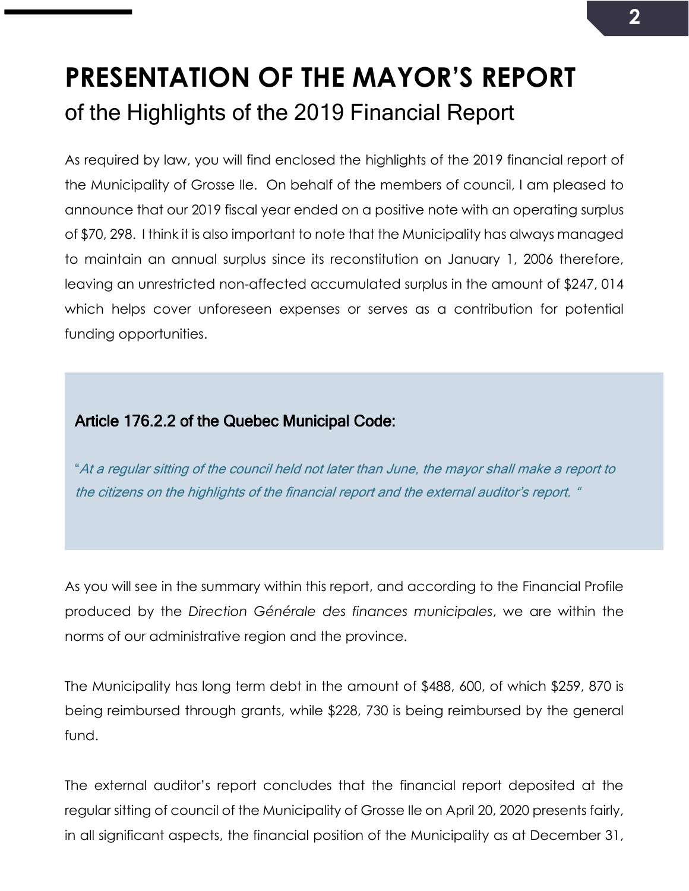# PRESENTATION OF THE MAYOR'S REPORT

## of the Highlights of the 2019 Financial Report

As required by law, you will find enclosed the highlights of the 2019 financial report of the Municipality of Grosse Ile. On behalf of the members of council, I am pleased to announce that our 2019 fiscal year ended on a positive note with an operating surplus of $70, 298. I think it is also important to note that the Municipality has always managed to maintain an annual surplus since its reconstitution on January 1, 2006 therefore, leaving an unrestricted non-affected accumulated surplus in the amount of $247, 014 which helps cover unforeseen expenses or serves as a contribution for potential funding opportunities.

> **Article 176.2.2 of the Quebec Municipal Code:**
>
> "*At a regular sitting of the council held not later than June, the mayor shall make a report to the citizens on the highlights of the financial report and the external auditor's report.* "

As you will see in the summary within this report, and according to the Financial Profile produced by the *Direction Générale des finances municipales*, we are within the norms of our administrative region and the province.

The Municipality has long term debt in the amount of $488, 600, of which $259, 870 is being reimbursed through grants, while $228, 730 is being reimbursed by the general fund.

The external auditor's report concludes that the financial report deposited at the regular sitting of council of the Municipality of Grosse Ile on April 20, 2020 presents fairly, in all significant aspects, the financial position of the Municipality as at December 31,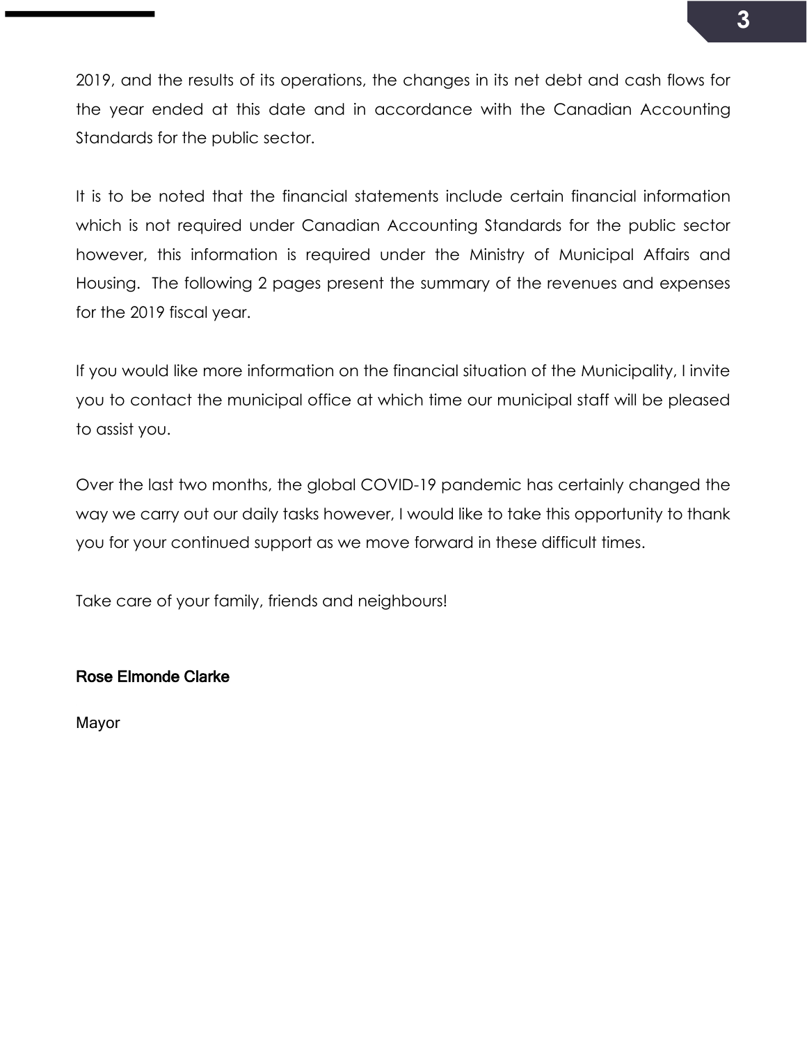2019, and the results of its operations, the changes in its net debt and cash flows for the year ended at this date and in accordance with the Canadian Accounting Standards for the public sector.

It is to be noted that the financial statements include certain financial information which is not required under Canadian Accounting Standards for the public sector however, this information is required under the Ministry of Municipal Affairs and Housing. The following 2 pages present the summary of the revenues and expenses for the 2019 fiscal year.

If you would like more information on the financial situation of the Municipality, I invite you to contact the municipal office at which time our municipal staff will be pleased to assist you.

Over the last two months, the global COVID-19 pandemic has certainly changed the way we carry out our daily tasks however, I would like to take this opportunity to thank you for your continued support as we move forward in these difficult times.

Take care of your family, friends and neighbours!

**Rose Elmonde Clarke**

Mayor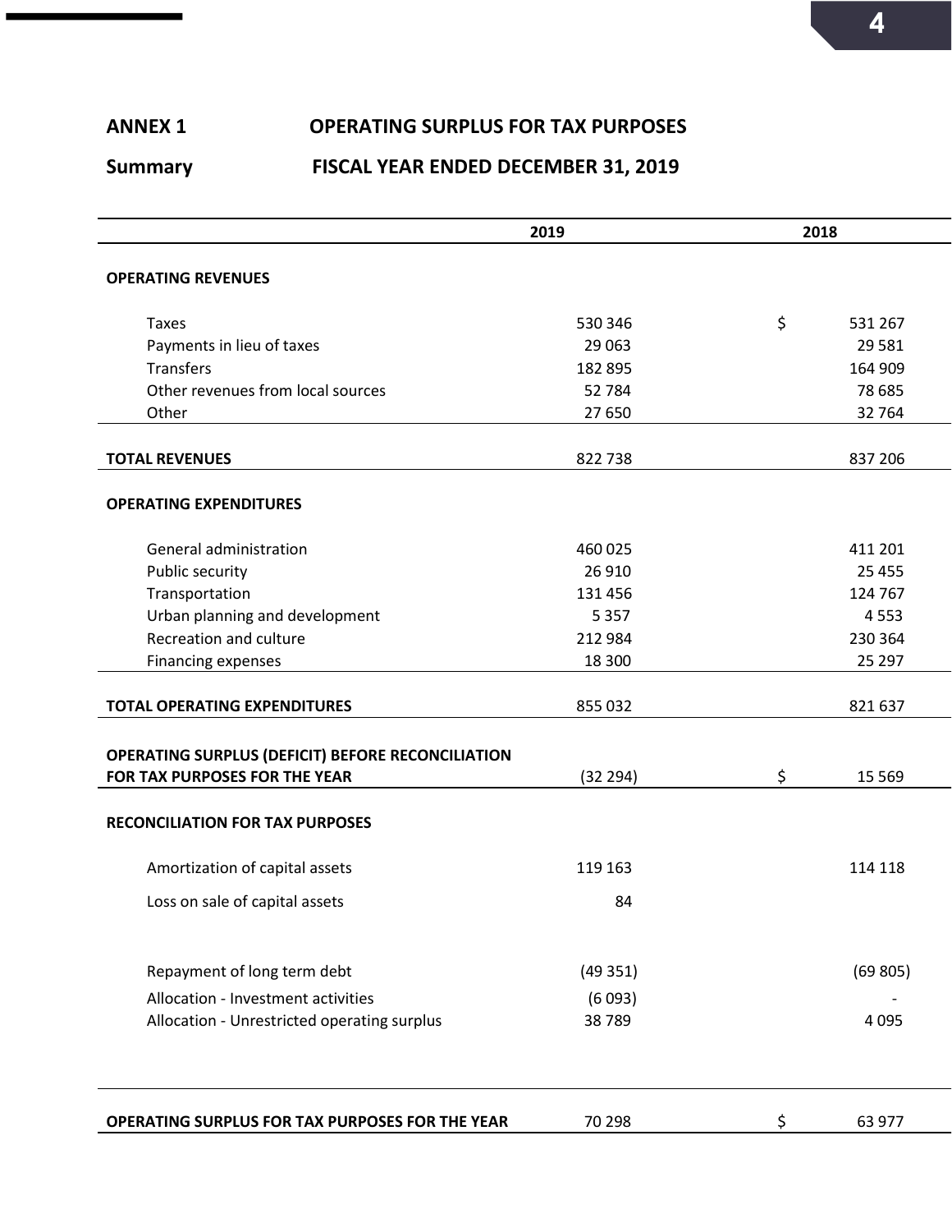**ANNEX 1** **OPERATING SURPLUS FOR TAX PURPOSES**

**Summary** **FISCAL YEAR ENDED DECEMBER 31, 2019**

| | 2019 | | 2018 |
|---|---|---|---|
| **OPERATING REVENUES** | | | |
| Taxes | 530 346 | $ | 531 267 |
| Payments in lieu of taxes | 29 063 | | 29 581 |
| Transfers | 182 895 | | 164 909 |
| Other revenues from local sources | 52 784 | | 78 685 |
| Other | 27 650 | | 32 764 |
| **TOTAL REVENUES** | 822 738 | | 837 206 |
| **OPERATING EXPENDITURES** | | | |
| General administration | 460 025 | | 411 201 |
| Public security | 26 910 | | 25 455 |
| Transportation | 131 456 | | 124 767 |
| Urban planning and development | 5 357 | | 4 553 |
| Recreation and culture | 212 984 | | 230 364 |
| Financing expenses | 18 300 | | 25 297 |
| **TOTAL OPERATING EXPENDITURES** | 855 032 | | 821 637 |
| **OPERATING SURPLUS (DEFICIT) BEFORE RECONCILIATION FOR TAX PURPOSES FOR THE YEAR** | (32 294) | $ | 15 569 |
| **RECONCILIATION FOR TAX PURPOSES** | | | |
| Amortization of capital assets | 119 163 | | 114 118 |
| Loss on sale of capital assets | 84 | | |
| Repayment of long term debt | (49 351) | | (69 805) |
| Allocation - Investment activities | (6 093) | | - |
| Allocation - Unrestricted operating surplus | 38 789 | | 4 095 |
| **OPERATING SURPLUS FOR TAX PURPOSES FOR THE YEAR** | 70 298 | $ | 63 977 |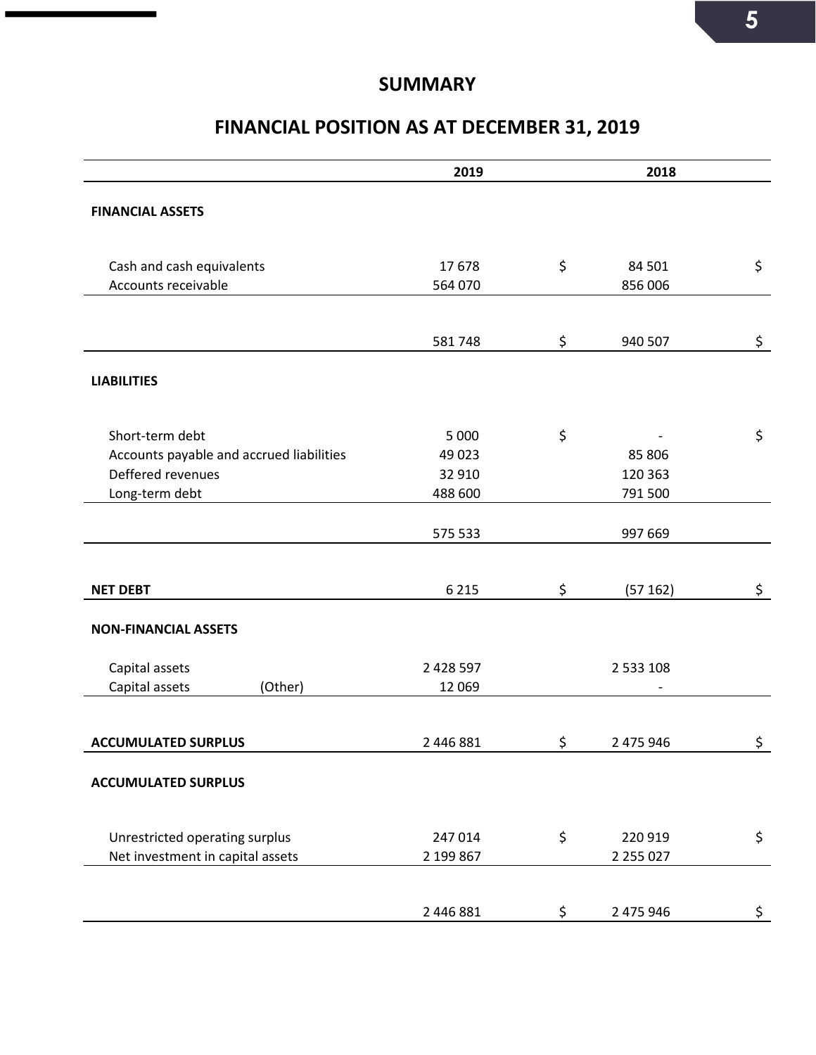# SUMMARY

## FINANCIAL POSITION AS AT DECEMBER 31, 2019

| | 2019 | | 2018 | |
|---|---|---|---|---|
| **FINANCIAL ASSETS** | | | | |
| Cash and cash equivalents | 17 678 | $ | 84 501 | $ |
| Accounts receivable | 564 070 | | 856 006 | |
| | 581 748 | $ | 940 507 | $ |
| **LIABILITIES** | | | | |
| Short-term debt | 5 000 | $ | - | $ |
| Accounts payable and accrued liabilities | 49 023 | | 85 806 | |
| Deffered revenues | 32 910 | | 120 363 | |
| Long-term debt | 488 600 | | 791 500 | |
| | 575 533 | | 997 669 | |
| **NET DEBT** | 6 215 | $ | (57 162) | $ |
| **NON-FINANCIAL ASSETS** | | | | |
| Capital assets | 2 428 597 | | 2 533 108 | |
| Capital assets (Other) | 12 069 | | - | |
| **ACCUMULATED SURPLUS** | 2 446 881 | $ | 2 475 946 | $ |
| **ACCUMULATED SURPLUS** | | | | |
| Unrestricted operating surplus | 247 014 | $ | 220 919 | $ |
| Net investment in capital assets | 2 199 867 | | 2 255 027 | |
| | 2 446 881 | $ | 2 475 946 | $ |